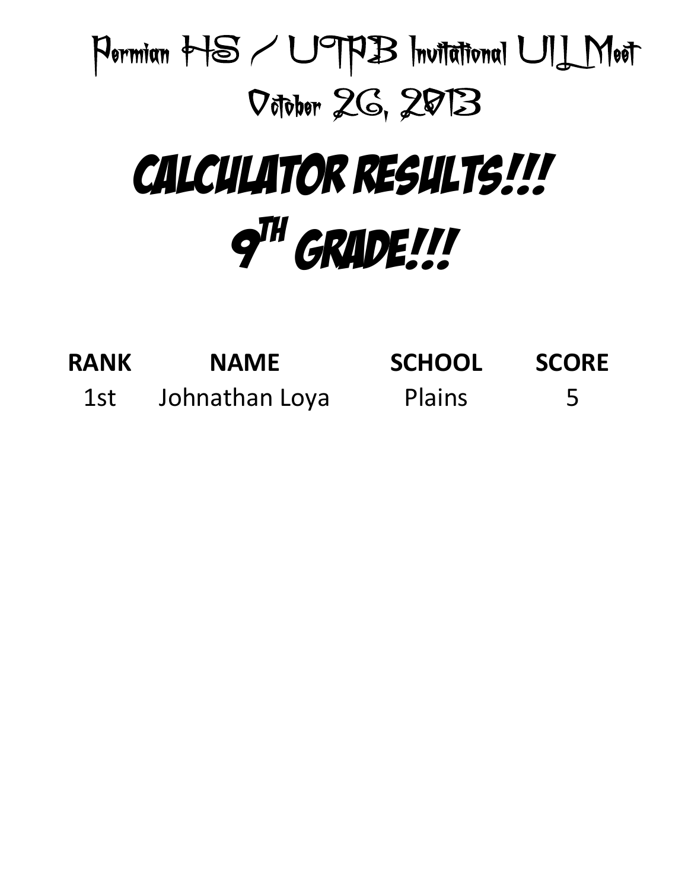# Permian HS / UTPB Invitational UIL Meet

# October 26, 2013

# CALCULATOR RESULTS!!!

# 9TH GRADE!!!

| RANK | NAME | SCHOOL | SCORE |
|---|---|---|---|
| 1st | Johnathan Loya | Plains | 5 |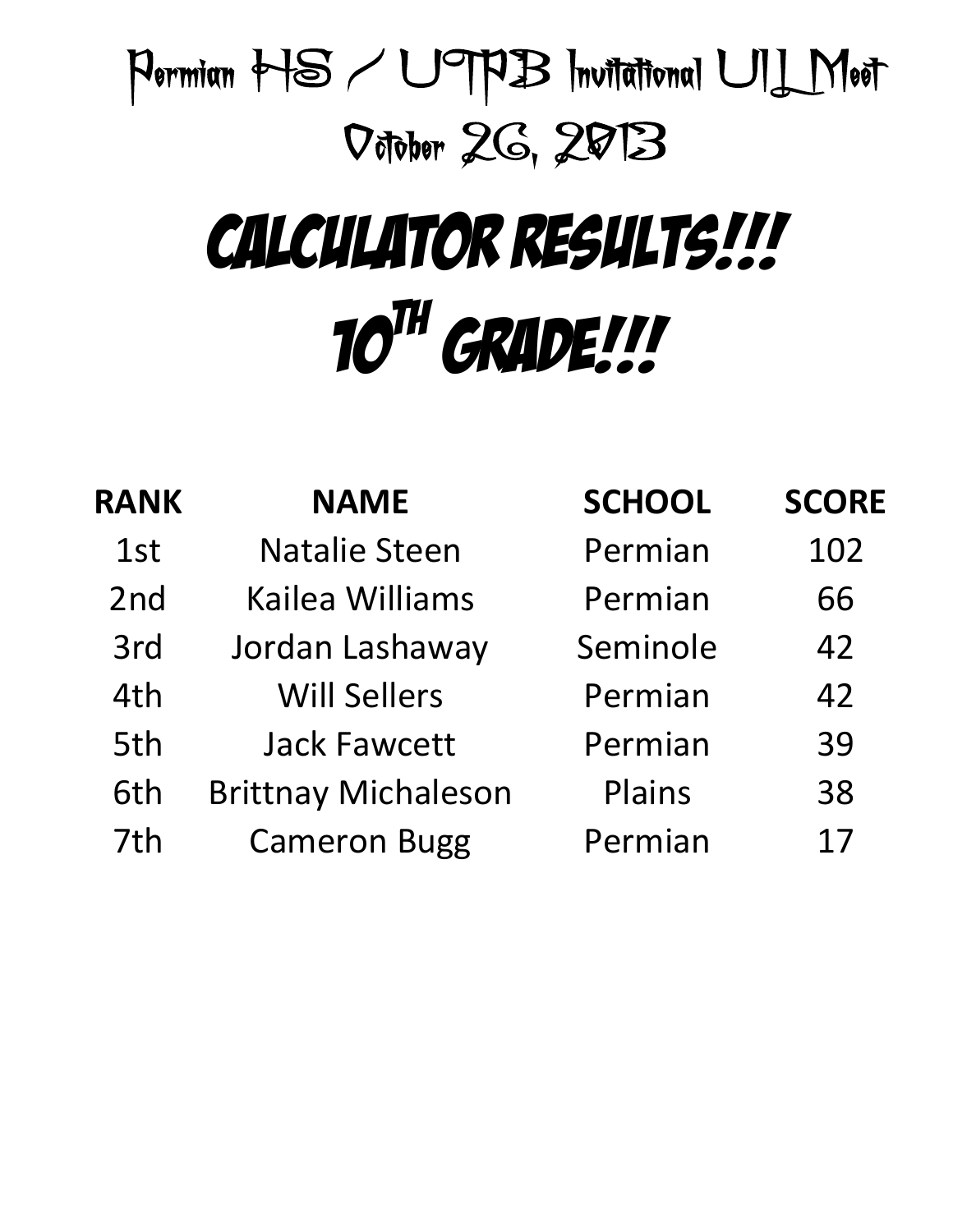# Permian HS / UTPB Invitational UIL Meet

# October 26, 2013

# CALCULATOR RESULTS!!!

# 10th GRADE!!!

| RANK | NAME | SCHOOL | SCORE |
|---|---|---|---|
| 1st | Natalie Steen | Permian | 102 |
| 2nd | Kailea Williams | Permian | 66 |
| 3rd | Jordan Lashaway | Seminole | 42 |
| 4th | Will Sellers | Permian | 42 |
| 5th | Jack Fawcett | Permian | 39 |
| 6th | Brittnay Michaleson | Plains | 38 |
| 7th | Cameron Bugg | Permian | 17 |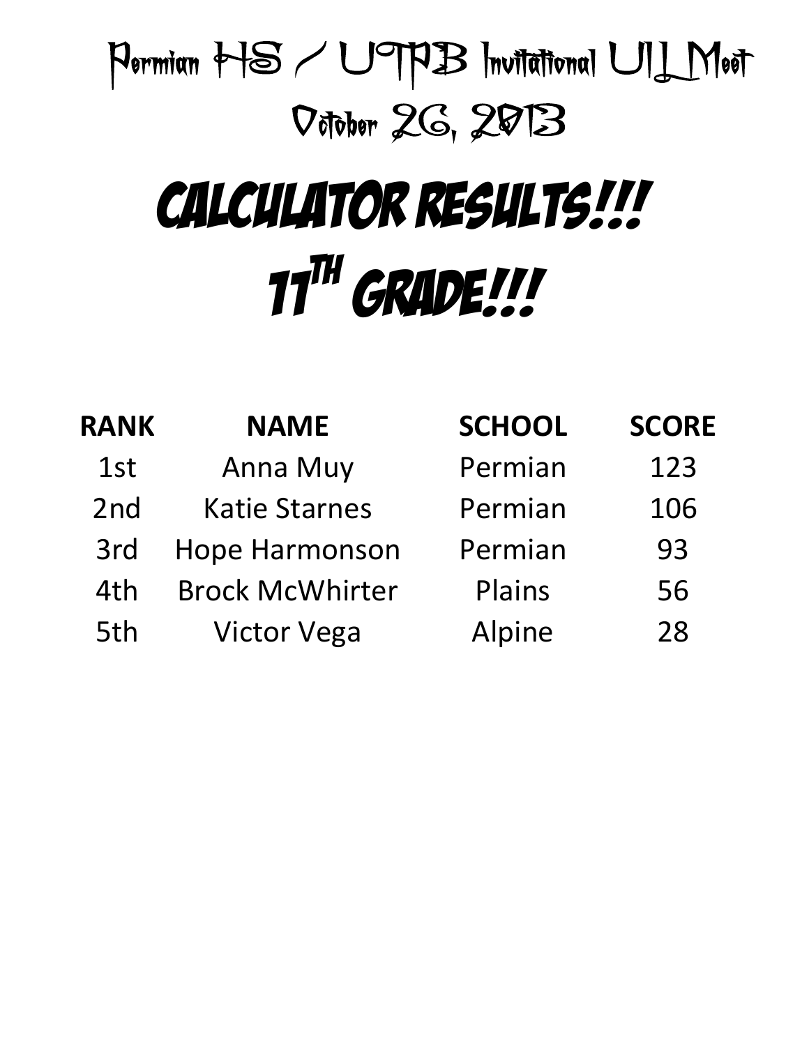# Permian HS / UTPB Invitational UIL Meet

## October 26, 2013

# CALCULATOR RESULTS!!!

# 11TH GRADE!!!

| RANK | NAME | SCHOOL | SCORE |
|---|---|---|---|
| 1st | Anna Muy | Permian | 123 |
| 2nd | Katie Starnes | Permian | 106 |
| 3rd | Hope Harmonson | Permian | 93 |
| 4th | Brock McWhirter | Plains | 56 |
| 5th | Victor Vega | Alpine | 28 |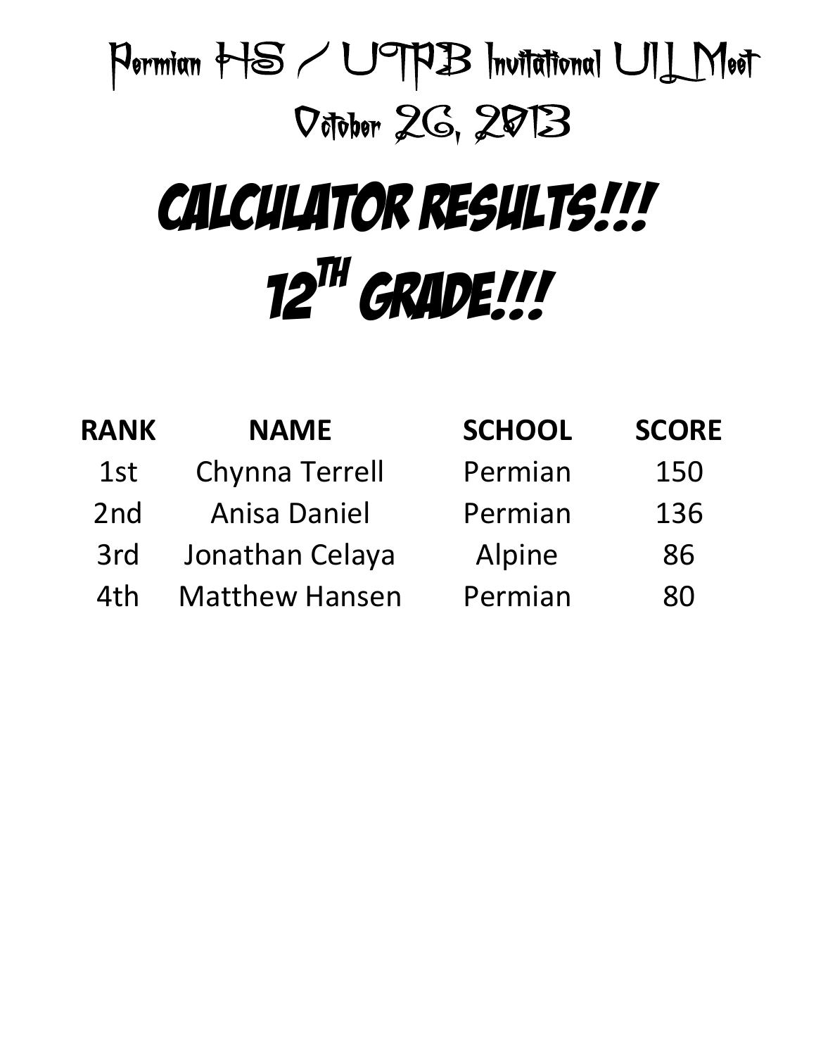# Permian HS / UTPB Invitational UIL Meet

# October 26, 2013

# CALCULATOR RESULTS!!!

# 12th GRADE!!!

| RANK | NAME | SCHOOL | SCORE |
|---|---|---|---|
| 1st | Chynna Terrell | Permian | 150 |
| 2nd | Anisa Daniel | Permian | 136 |
| 3rd | Jonathan Celaya | Alpine | 86 |
| 4th | Matthew Hansen | Permian | 80 |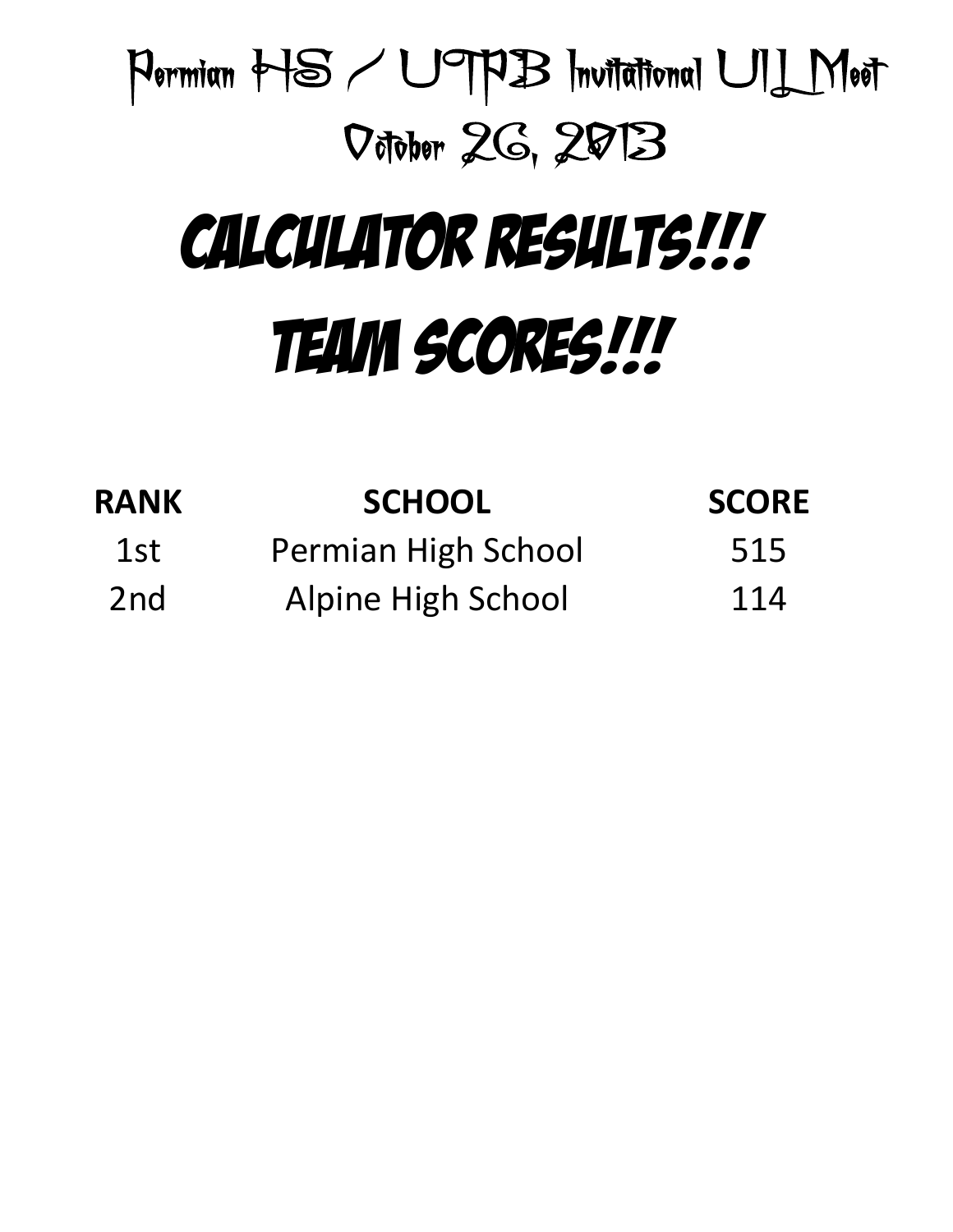# Permian HS / UTPB Invitational UIL Meet

# October 26, 2013

# CALCULATOR RESULTS!!!

# TEAM SCORES!!!

| RANK | SCHOOL | SCORE |
|---|---|---|
| 1st | Permian High School | 515 |
| 2nd | Alpine High School | 114 |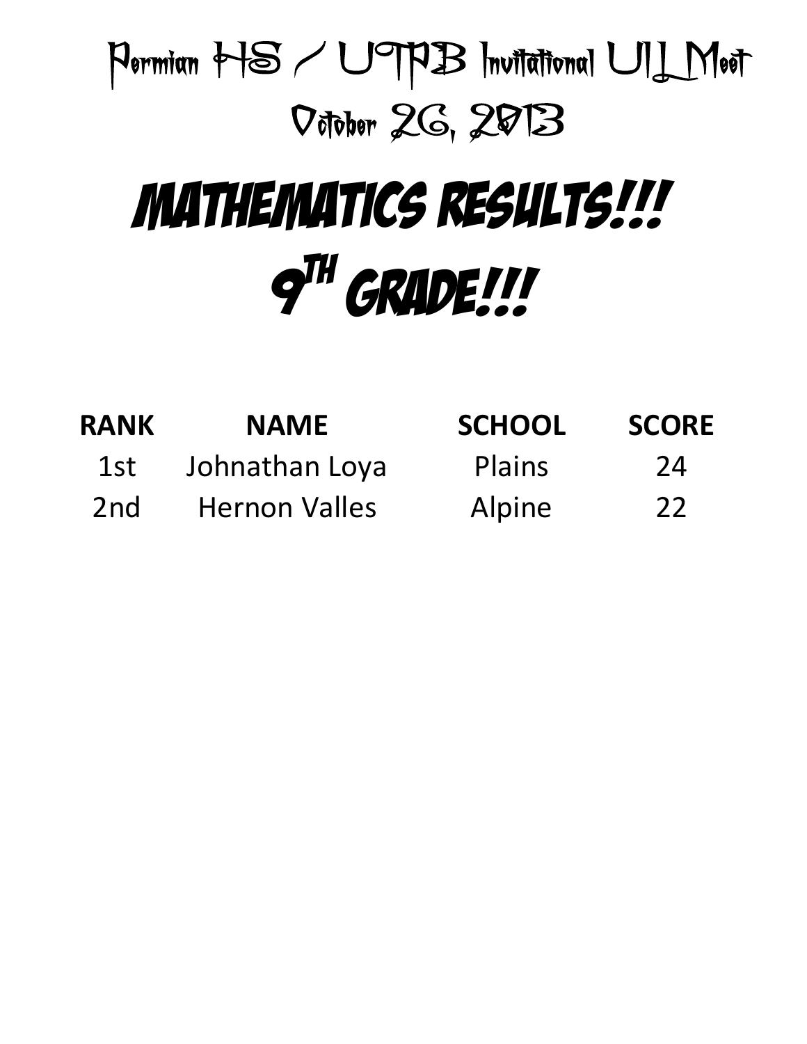# Permian HS / UTPB Invitational UIL Meet

# October 26, 2013

# MATHEMATICS RESULTS!!!

# 9TH GRADE!!!

| RANK | NAME | SCHOOL | SCORE |
|---|---|---|---|
| 1st | Johnathan Loya | Plains | 24 |
| 2nd | Hernon Valles | Alpine | 22 |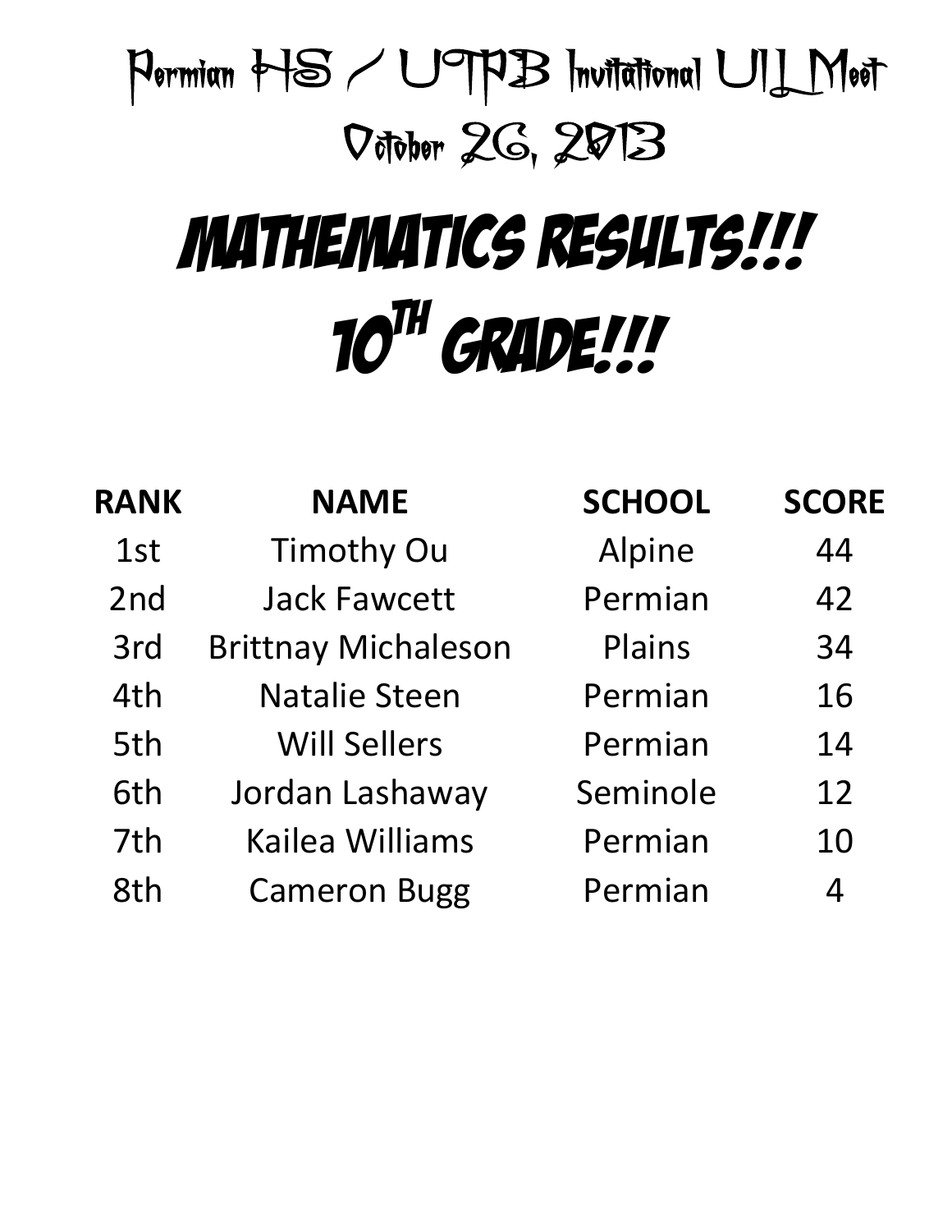# Permian HS / UTPB Invitational UIL Meet

# October 26, 2013

# Mathematics Results!!!

# 10th Grade!!!

| RANK | NAME | SCHOOL | SCORE |
|---|---|---|---|
| 1st | Timothy Ou | Alpine | 44 |
| 2nd | Jack Fawcett | Permian | 42 |
| 3rd | Brittnay Michaleson | Plains | 34 |
| 4th | Natalie Steen | Permian | 16 |
| 5th | Will Sellers | Permian | 14 |
| 6th | Jordan Lashaway | Seminole | 12 |
| 7th | Kailea Williams | Permian | 10 |
| 8th | Cameron Bugg | Permian | 4 |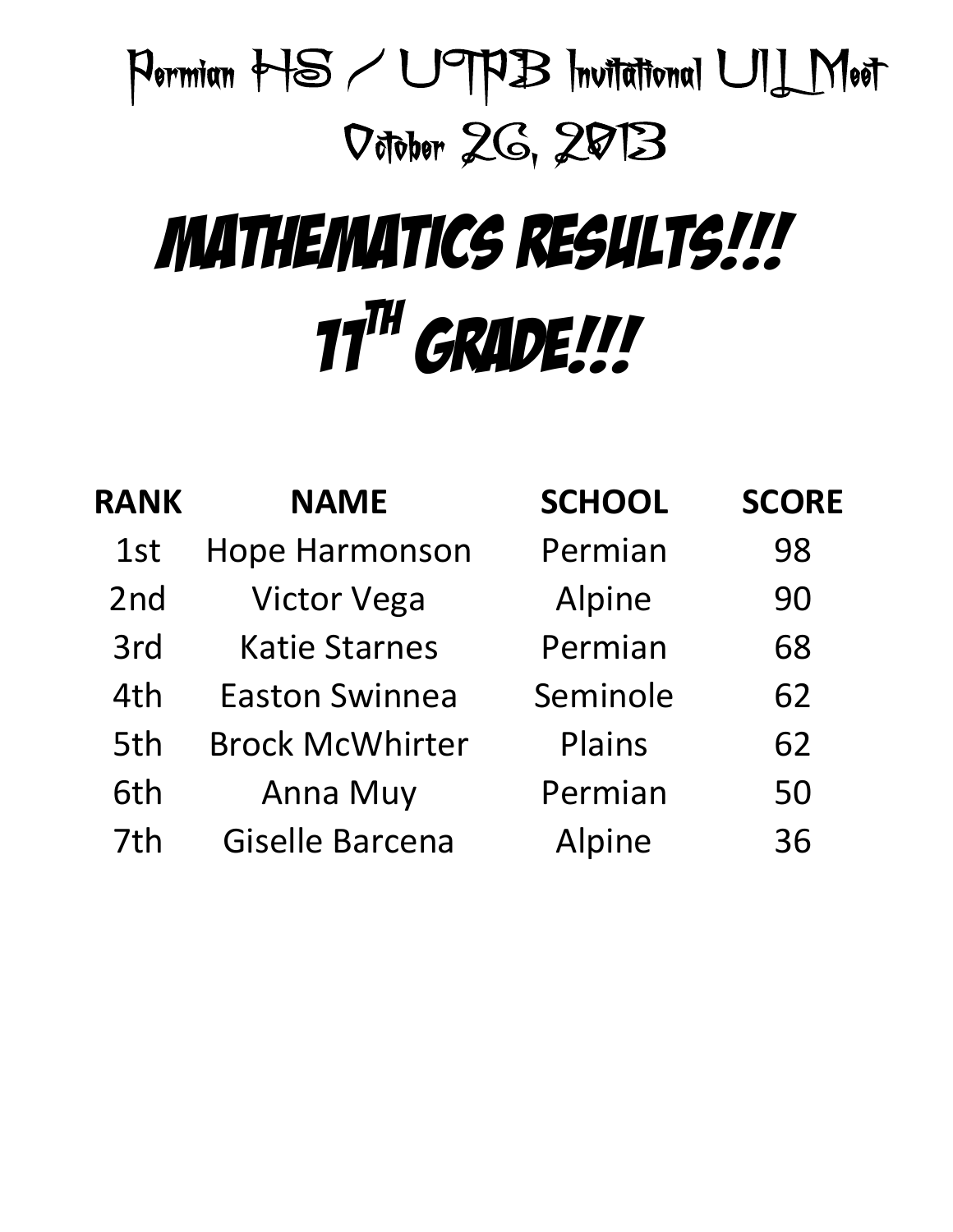# Permian HS / UTPB Invitational UIL Meet

# October 26, 2013

# MATHEMATICS RESULTS!!!

# 11TH GRADE!!!

| RANK | NAME | SCHOOL | SCORE |
|---|---|---|---|
| 1st | Hope Harmonson | Permian | 98 |
| 2nd | Victor Vega | Alpine | 90 |
| 3rd | Katie Starnes | Permian | 68 |
| 4th | Easton Swinnea | Seminole | 62 |
| 5th | Brock McWhirter | Plains | 62 |
| 6th | Anna Muy | Permian | 50 |
| 7th | Giselle Barcena | Alpine | 36 |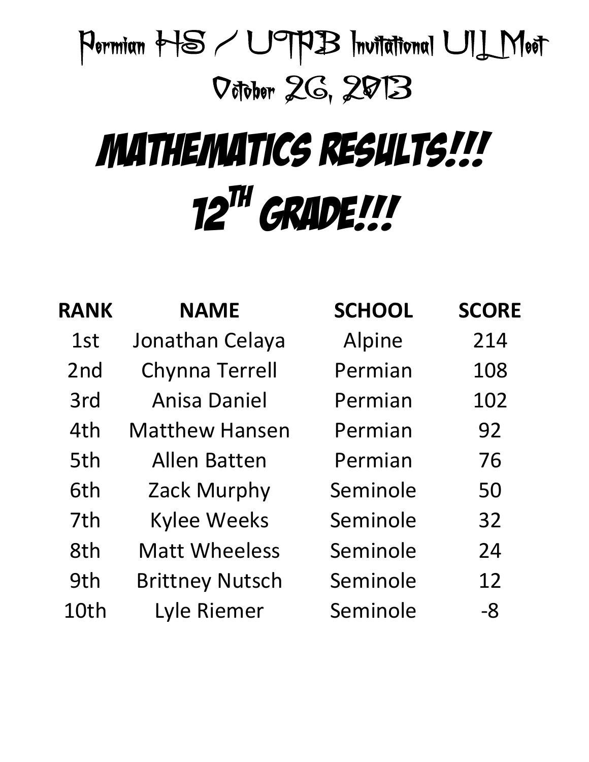Permian HS / UTPB Invitational UIL Meet

October 26, 2013

# MATHEMATICS RESULTS!!!

# 12TH GRADE!!!

| RANK | NAME | SCHOOL | SCORE |
|---|---|---|---|
| 1st | Jonathan Celaya | Alpine | 214 |
| 2nd | Chynna Terrell | Permian | 108 |
| 3rd | Anisa Daniel | Permian | 102 |
| 4th | Matthew Hansen | Permian | 92 |
| 5th | Allen Batten | Permian | 76 |
| 6th | Zack Murphy | Seminole | 50 |
| 7th | Kylee Weeks | Seminole | 32 |
| 8th | Matt Wheeless | Seminole | 24 |
| 9th | Brittney Nutsch | Seminole | 12 |
| 10th | Lyle Riemer | Seminole | -8 |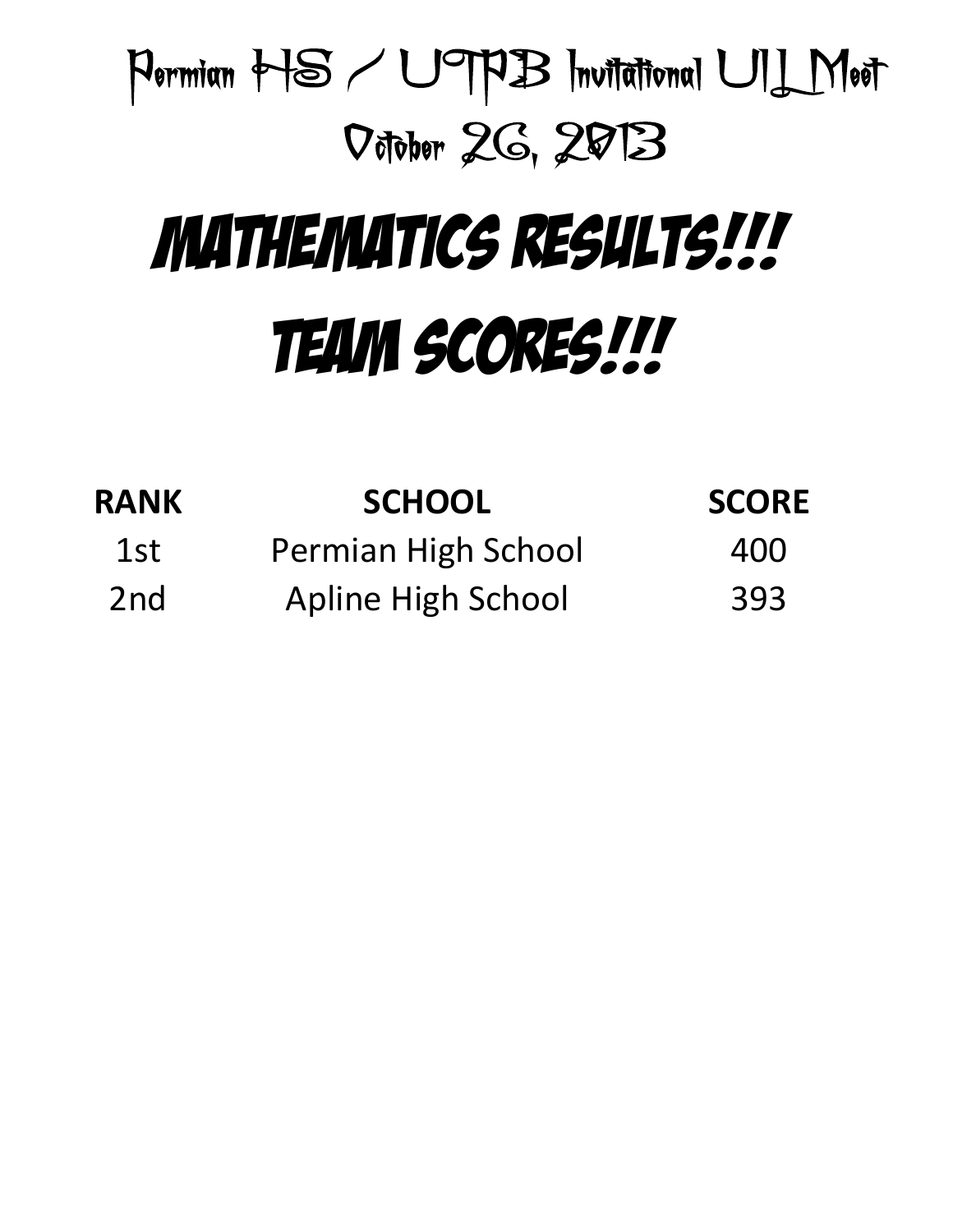# Permian HS / UTPB Invitational UIL Meet

# October 26, 2013

# MATHEMATICS RESULTS!!!

# TEAM SCORES!!!

| RANK | SCHOOL | SCORE |
|---|---|---|
| 1st | Permian High School | 400 |
| 2nd | Apline High School | 393 |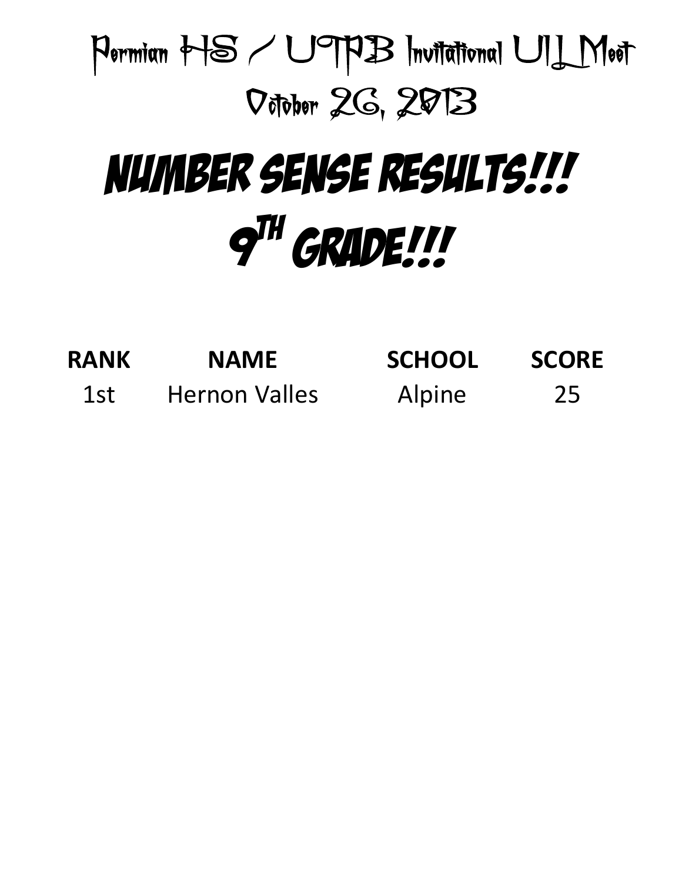# Permian HS / UTPB Invitational UIL Meet

# October 26, 2013

# NUMBER SENSE RESULTS!!!

# 9TH GRADE!!!

| RANK | NAME | SCHOOL | SCORE |
|---|---|---|---|
| 1st | Hernon Valles | Alpine | 25 |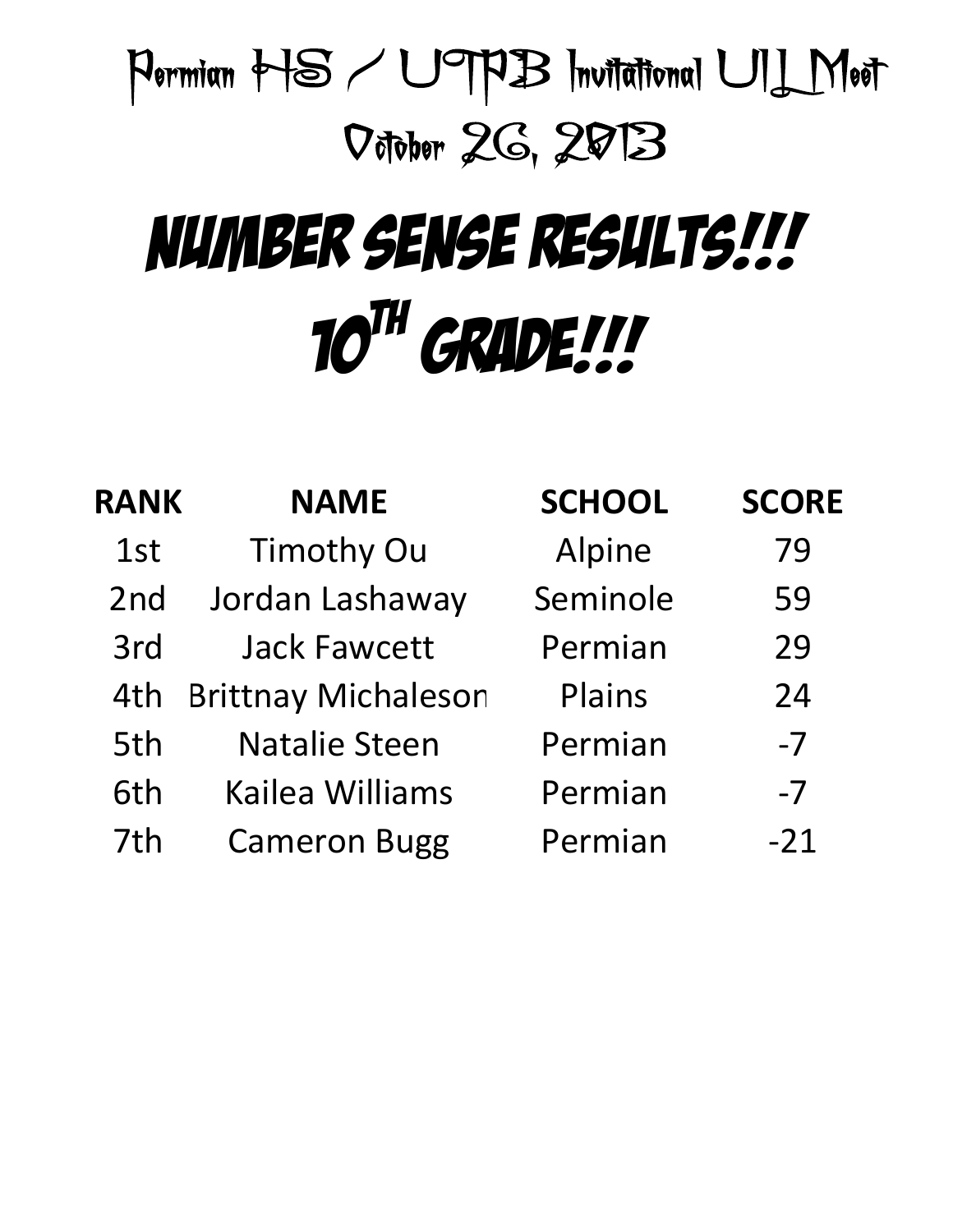# Permian HS / UTPB Invitational UIL Meet

## October 26, 2013

# NUMBER SENSE RESULTS!!!

# 10TH GRADE!!!

| RANK | NAME | SCHOOL | SCORE |
|---|---|---|---|
| 1st | Timothy Ou | Alpine | 79 |
| 2nd | Jordan Lashaway | Seminole | 59 |
| 3rd | Jack Fawcett | Permian | 29 |
| 4th | Brittnay Michaleson | Plains | 24 |
| 5th | Natalie Steen | Permian | -7 |
| 6th | Kailea Williams | Permian | -7 |
| 7th | Cameron Bugg | Permian | -21 |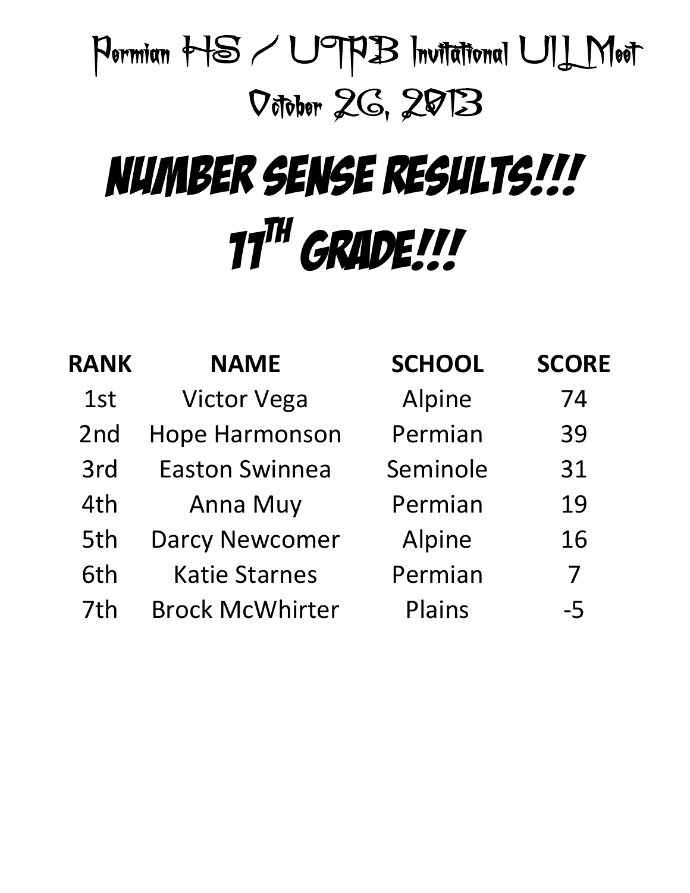# Permian HS / UTPB Invitational UIL Meet

## October 26, 2013

# NUMBER SENSE RESULTS!!!

# 11TH GRADE!!!

| RANK | NAME | SCHOOL | SCORE |
|---|---|---|---|
| 1st | Victor Vega | Alpine | 74 |
| 2nd | Hope Harmonson | Permian | 39 |
| 3rd | Easton Swinnea | Seminole | 31 |
| 4th | Anna Muy | Permian | 19 |
| 5th | Darcy Newcomer | Alpine | 16 |
| 6th | Katie Starnes | Permian | 7 |
| 7th | Brock McWhirter | Plains | -5 |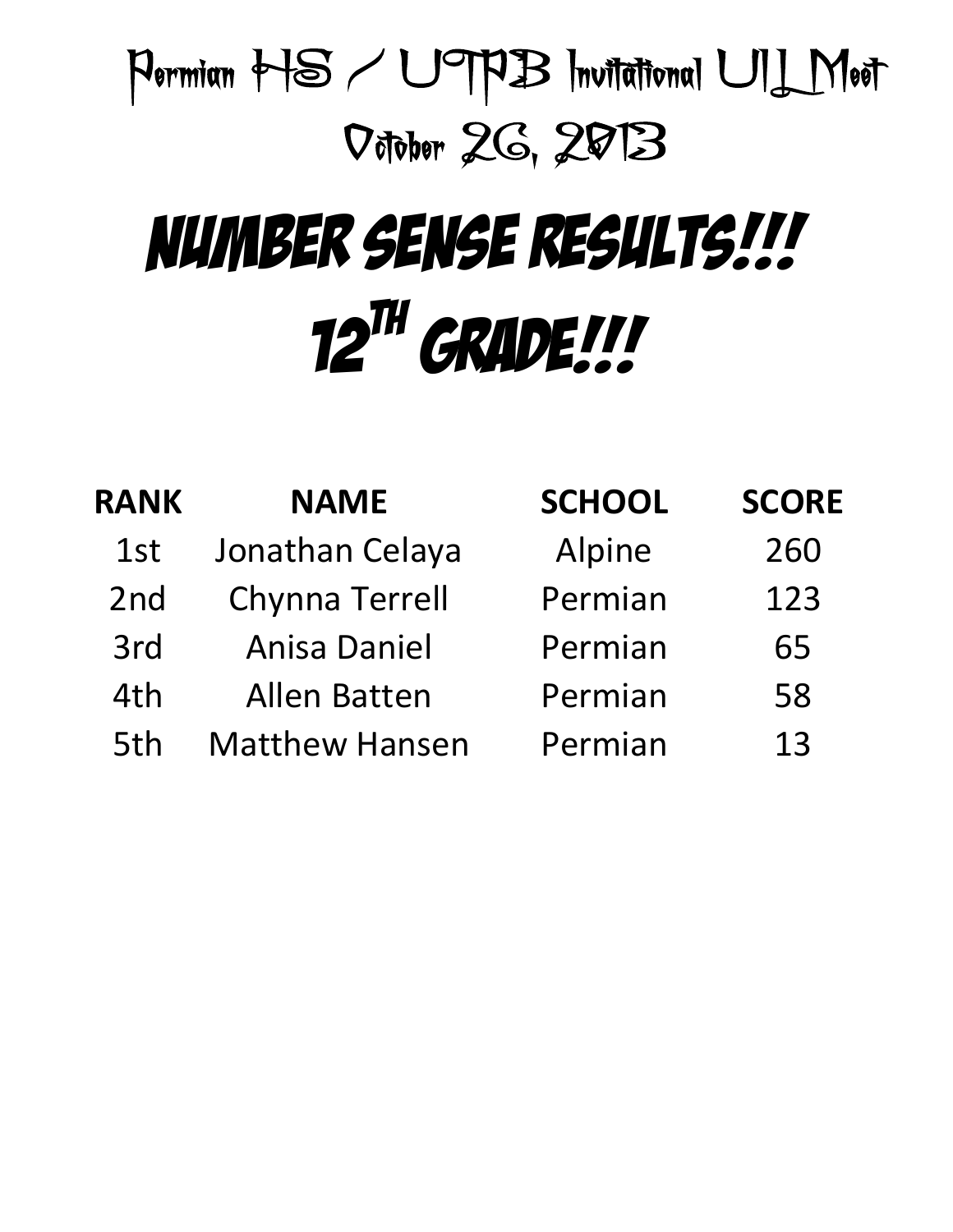# Permian HS / UTPB Invitational UIL Meet

## October 26, 2013

# NUMBER SENSE RESULTS!!!

# 12TH GRADE!!!

| RANK | NAME | SCHOOL | SCORE |
|---|---|---|---|
| 1st | Jonathan Celaya | Alpine | 260 |
| 2nd | Chynna Terrell | Permian | 123 |
| 3rd | Anisa Daniel | Permian | 65 |
| 4th | Allen Batten | Permian | 58 |
| 5th | Matthew Hansen | Permian | 13 |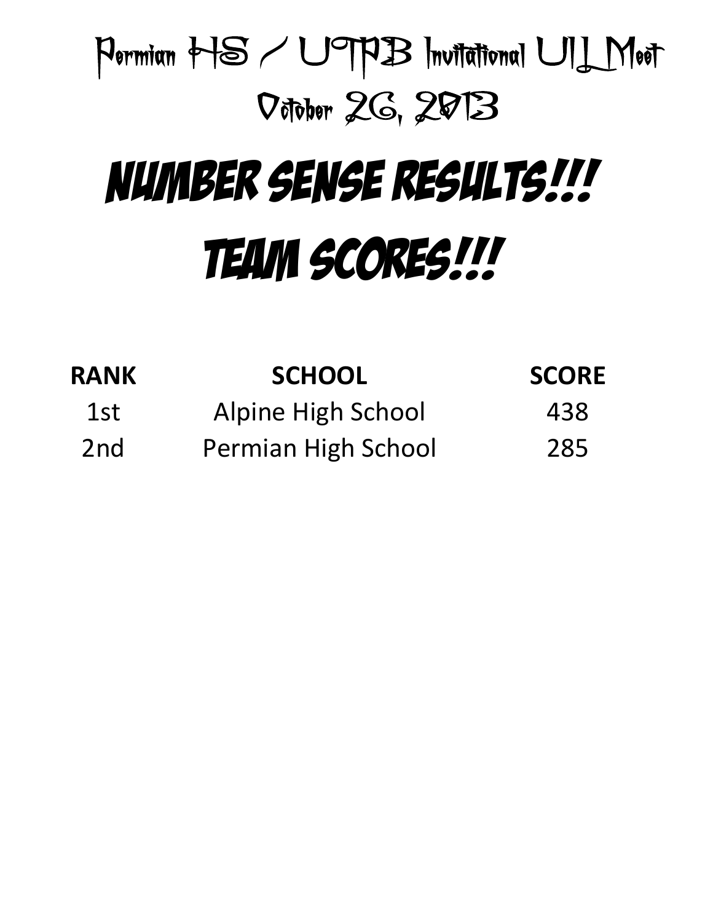# Permian HS / UTPB Invitational UIL Meet

# October 26, 2013

# NUMBER SENSE RESULTS!!!

# TEAM SCORES!!!

| RANK | SCHOOL | SCORE |
|---|---|---|
| 1st | Alpine High School | 438 |
| 2nd | Permian High School | 285 |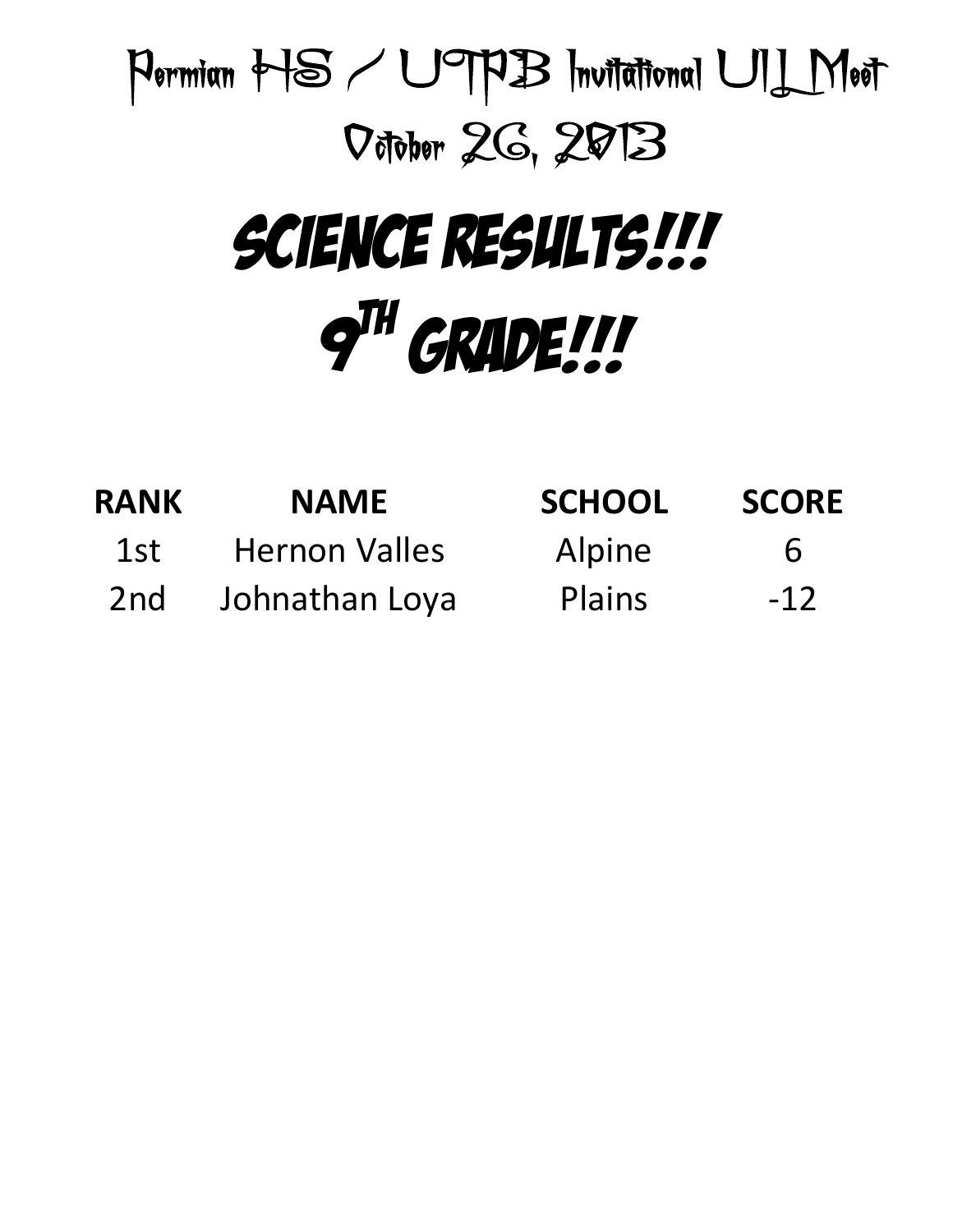# Permian HS / UTPB Invitational UIL Meet

# October 26, 2013

# SCIENCE RESULTS!!!

# 9TH GRADE!!!

| RANK | NAME | SCHOOL | SCORE |
| --- | --- | --- | --- |
| 1st | Hernon Valles | Alpine | 6 |
| 2nd | Johnathan Loya | Plains | -12 |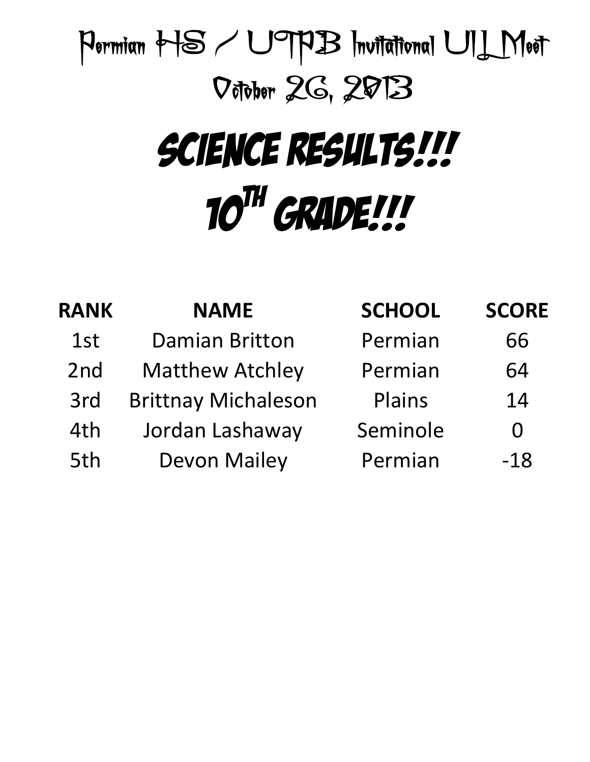# Permian HS / UTPB Invitational UIL Meet

# October 26, 2013

# SCIENCE RESULTS!!!

# 10TH GRADE!!!

| RANK | NAME | SCHOOL | SCORE |
| --- | --- | --- | --- |
| 1st | Damian Britton | Permian | 66 |
| 2nd | Matthew Atchley | Permian | 64 |
| 3rd | Brittnay Michaleson | Plains | 14 |
| 4th | Jordan Lashaway | Seminole | 0 |
| 5th | Devon Mailey | Permian | -18 |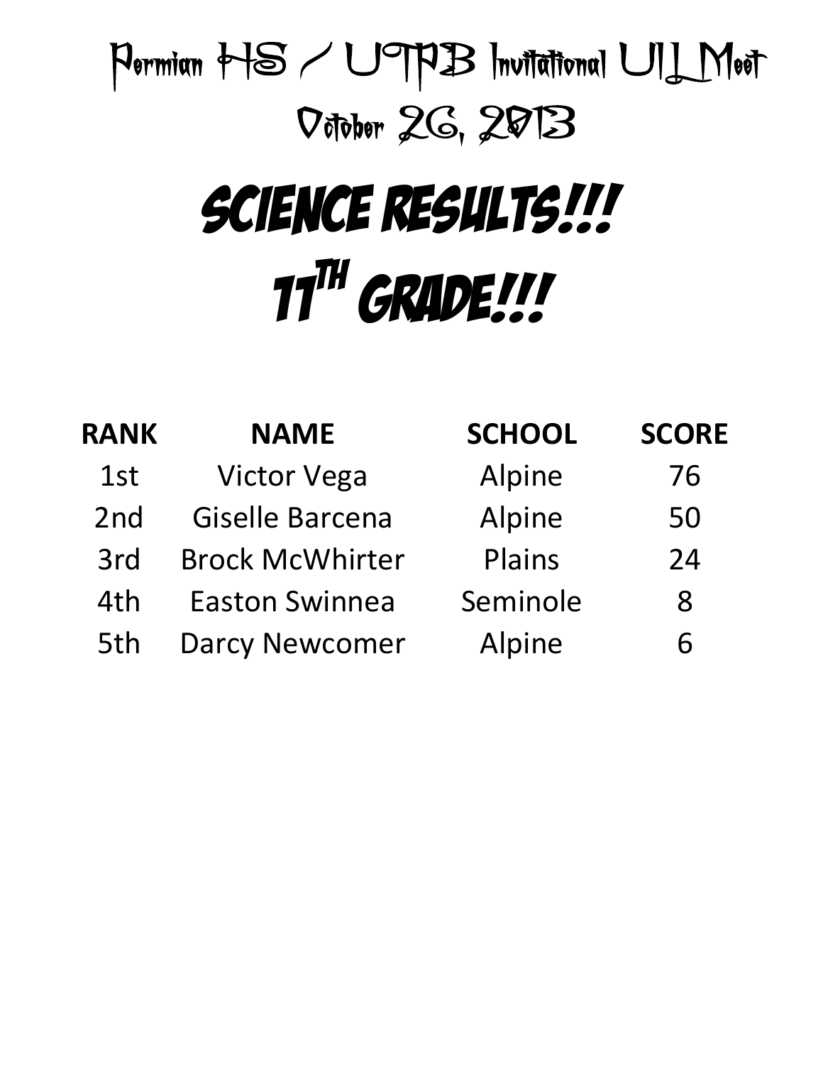# Permian HS / UTPB Invitational UIL Meet

# October 26, 2013

# SCIENCE RESULTS!!!

# 11$^{TH}$ GRADE!!!

| RANK | NAME | SCHOOL | SCORE |
|---|---|---|---|
| 1st | Victor Vega | Alpine | 76 |
| 2nd | Giselle Barcena | Alpine | 50 |
| 3rd | Brock McWhirter | Plains | 24 |
| 4th | Easton Swinnea | Seminole | 8 |
| 5th | Darcy Newcomer | Alpine | 6 |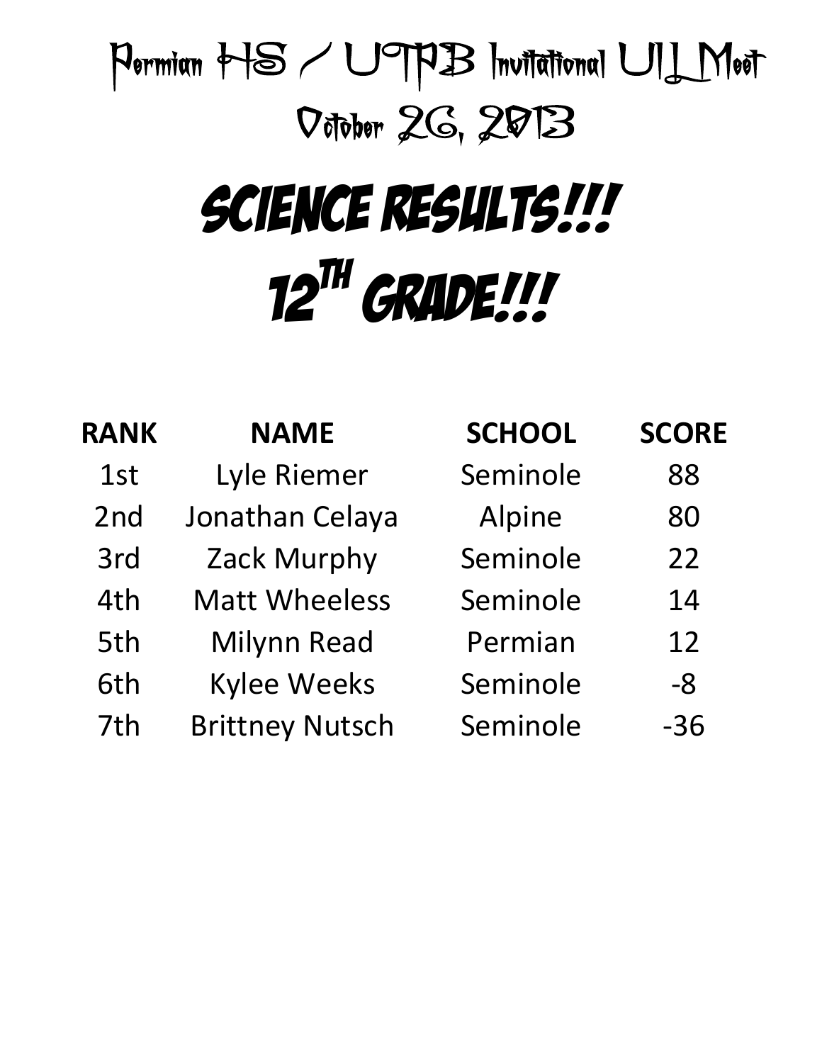# Permian HS / UTPB Invitational UIL Meet

## October 26, 2013

# SCIENCE RESULTS!!!

# 12TH GRADE!!!

| RANK | NAME | SCHOOL | SCORE |
|---|---|---|---|
| 1st | Lyle Riemer | Seminole | 88 |
| 2nd | Jonathan Celaya | Alpine | 80 |
| 3rd | Zack Murphy | Seminole | 22 |
| 4th | Matt Wheeless | Seminole | 14 |
| 5th | Milynn Read | Permian | 12 |
| 6th | Kylee Weeks | Seminole | -8 |
| 7th | Brittney Nutsch | Seminole | -36 |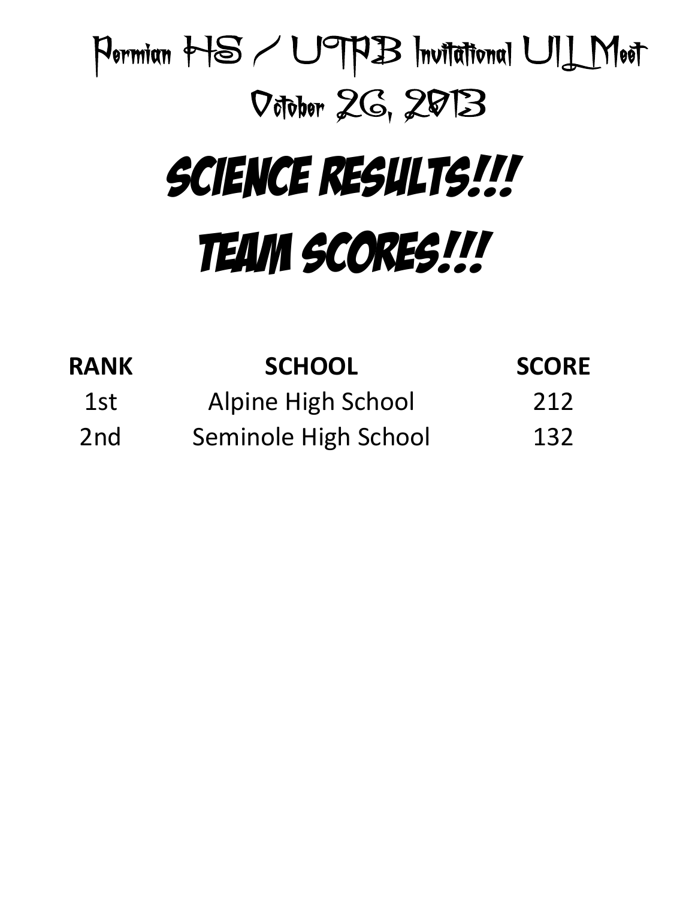# Permian HS / UTPB Invitational UIL Meet

# October 26, 2013

# SCIENCE RESULTS!!!

# TEAM SCORES!!!

| RANK | SCHOOL | SCORE |
|---|---|---|
| 1st | Alpine High School | 212 |
| 2nd | Seminole High School | 132 |